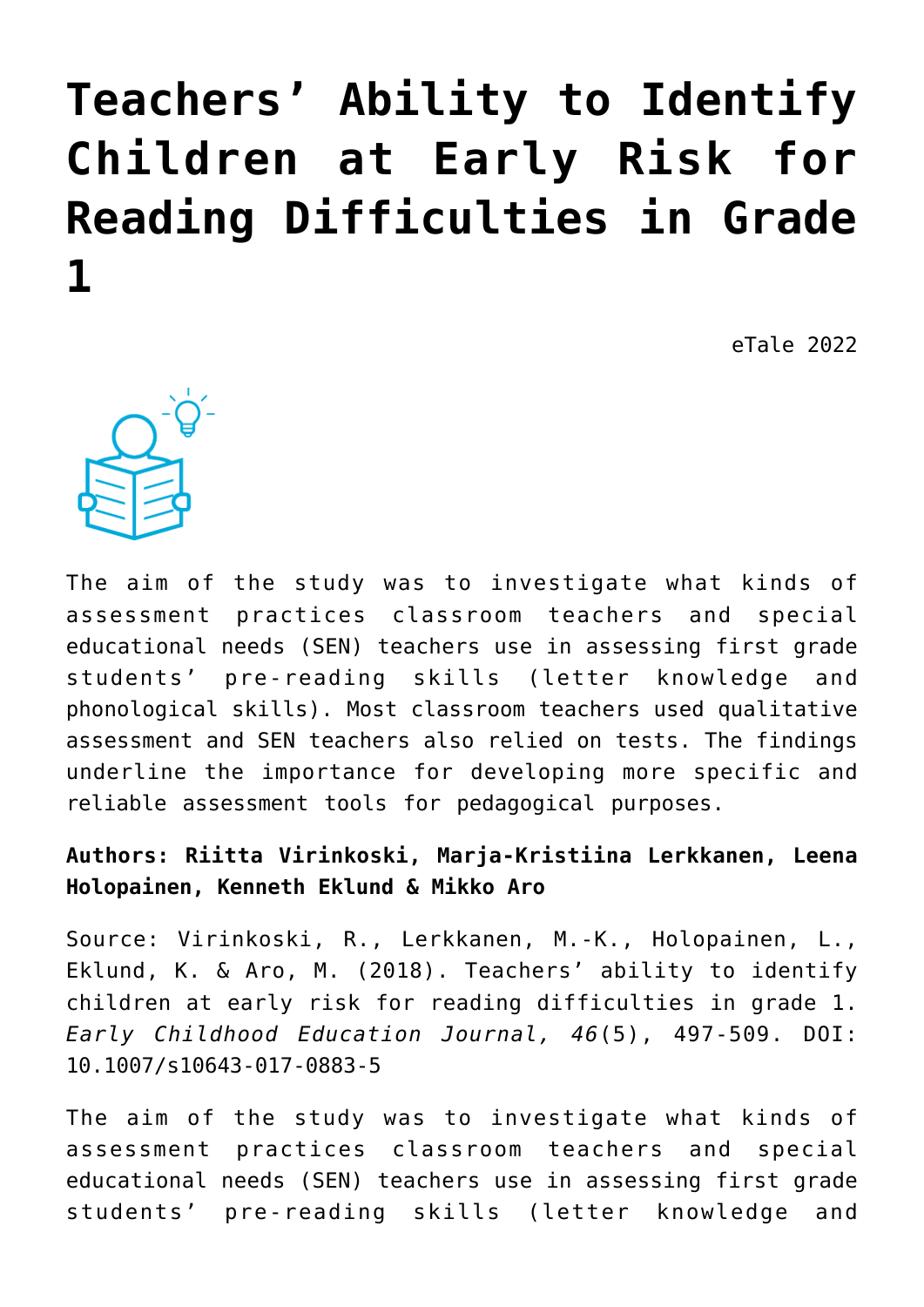# Teachers' Ability to Identify Children at Early Risk for Reading Difficulties in Grade 1

eTale 2022

The aim of the study was to investigate what kinds of assessment practices classroom teachers and special educational needs (SEN) teachers use in assessing first grade students' pre-reading skills (letter knowledge and phonological skills). Most classroom teachers used qualitative assessment and SEN teachers also relied on tests. The findings underline the importance for developing more specific and reliable assessment tools for pedagogical purposes.

**Authors: Riitta Virinkoski, Marja-Kristiina Lerkkanen, Leena Holopainen, Kenneth Eklund & Mikko Aro**

Source: Virinkoski, R., Lerkkanen, M.-K., Holopainen, L., Eklund, K. & Aro, M. (2018). Teachers' ability to identify children at early risk for reading difficulties in grade 1. *Early Childhood Education Journal, 46*(5), 497-509. DOI: 10.1007/s10643-017-0883-5

The aim of the study was to investigate what kinds of assessment practices classroom teachers and special educational needs (SEN) teachers use in assessing first grade students' pre-reading skills (letter knowledge and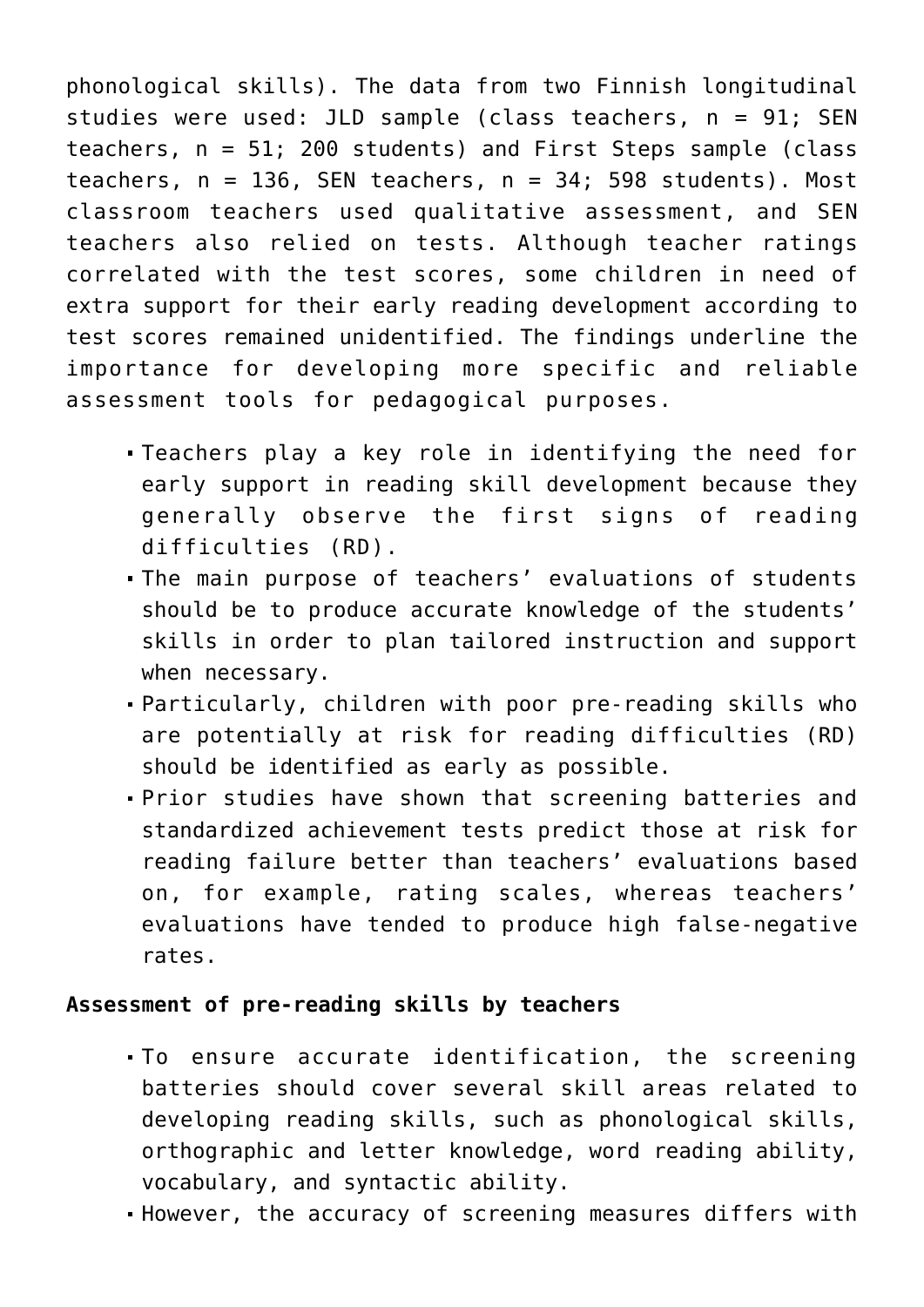phonological skills). The data from two Finnish longitudinal studies were used: JLD sample (class teachers, n = 91; SEN teachers, n = 51; 200 students) and First Steps sample (class teachers, n = 136, SEN teachers, n = 34; 598 students). Most classroom teachers used qualitative assessment, and SEN teachers also relied on tests. Although teacher ratings correlated with the test scores, some children in need of extra support for their early reading development according to test scores remained unidentified. The findings underline the importance for developing more specific and reliable assessment tools for pedagogical purposes.

- Teachers play a key role in identifying the need for early support in reading skill development because they generally observe the first signs of reading difficulties (RD).
- The main purpose of teachers' evaluations of students should be to produce accurate knowledge of the students' skills in order to plan tailored instruction and support when necessary.
- Particularly, children with poor pre-reading skills who are potentially at risk for reading difficulties (RD) should be identified as early as possible.
- Prior studies have shown that screening batteries and standardized achievement tests predict those at risk for reading failure better than teachers' evaluations based on, for example, rating scales, whereas teachers' evaluations have tended to produce high false-negative rates.

**Assessment of pre-reading skills by teachers**

- To ensure accurate identification, the screening batteries should cover several skill areas related to developing reading skills, such as phonological skills, orthographic and letter knowledge, word reading ability, vocabulary, and syntactic ability.
- However, the accuracy of screening measures differs with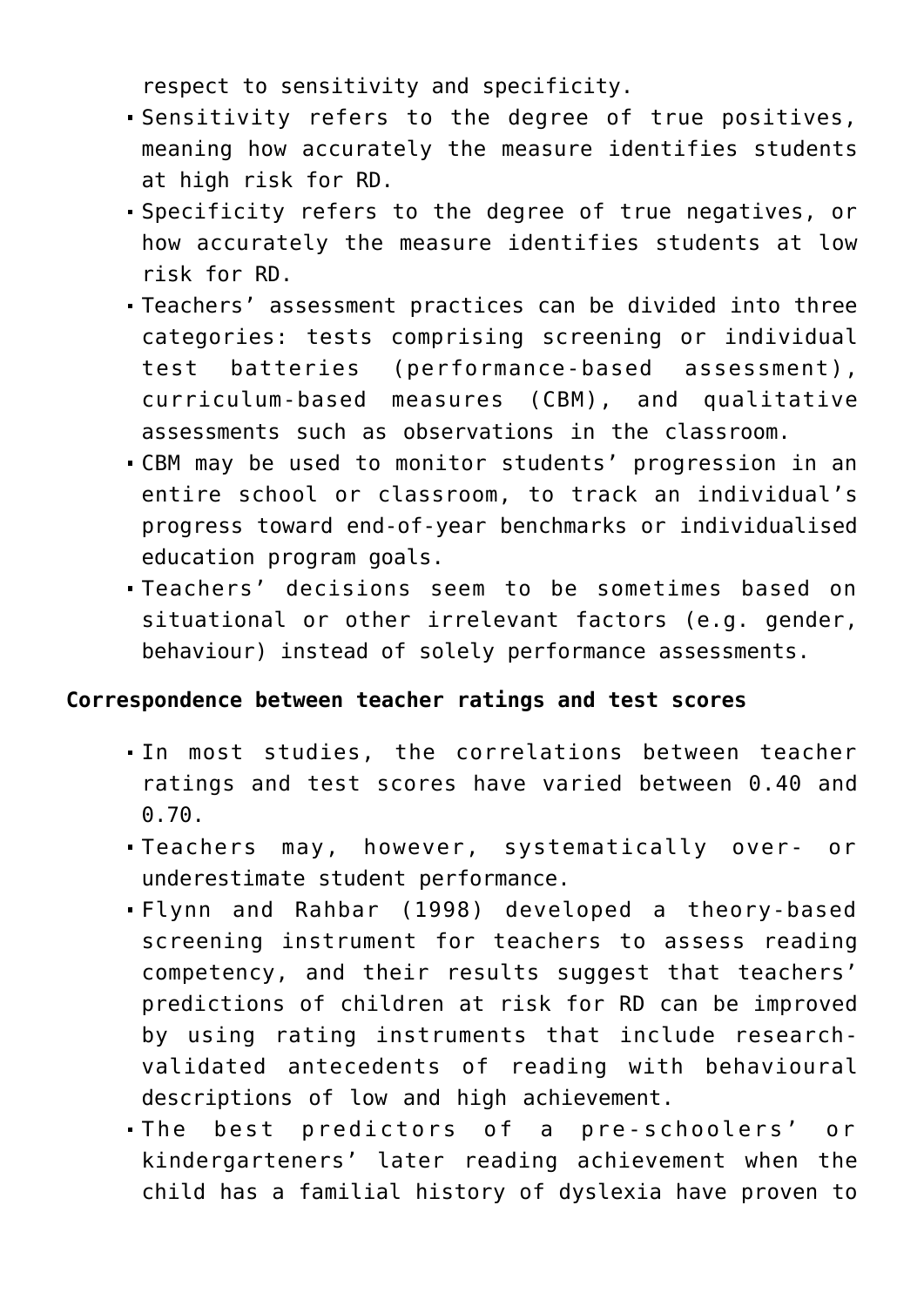respect to sensitivity and specificity.

- Sensitivity refers to the degree of true positives, meaning how accurately the measure identifies students at high risk for RD.
- Specificity refers to the degree of true negatives, or how accurately the measure identifies students at low risk for RD.
- Teachers' assessment practices can be divided into three categories: tests comprising screening or individual test batteries (performance-based assessment), curriculum-based measures (CBM), and qualitative assessments such as observations in the classroom.
- CBM may be used to monitor students' progression in an entire school or classroom, to track an individual's progress toward end-of-year benchmarks or individualised education program goals.
- Teachers' decisions seem to be sometimes based on situational or other irrelevant factors (e.g. gender, behaviour) instead of solely performance assessments.

**Correspondence between teacher ratings and test scores**

- In most studies, the correlations between teacher ratings and test scores have varied between 0.40 and 0.70.
- Teachers may, however, systematically over- or underestimate student performance.
- Flynn and Rahbar (1998) developed a theory-based screening instrument for teachers to assess reading competency, and their results suggest that teachers' predictions of children at risk for RD can be improved by using rating instruments that include research-validated antecedents of reading with behavioural descriptions of low and high achievement.
- The best predictors of a pre-schoolers' or kindergarteners' later reading achievement when the child has a familial history of dyslexia have proven to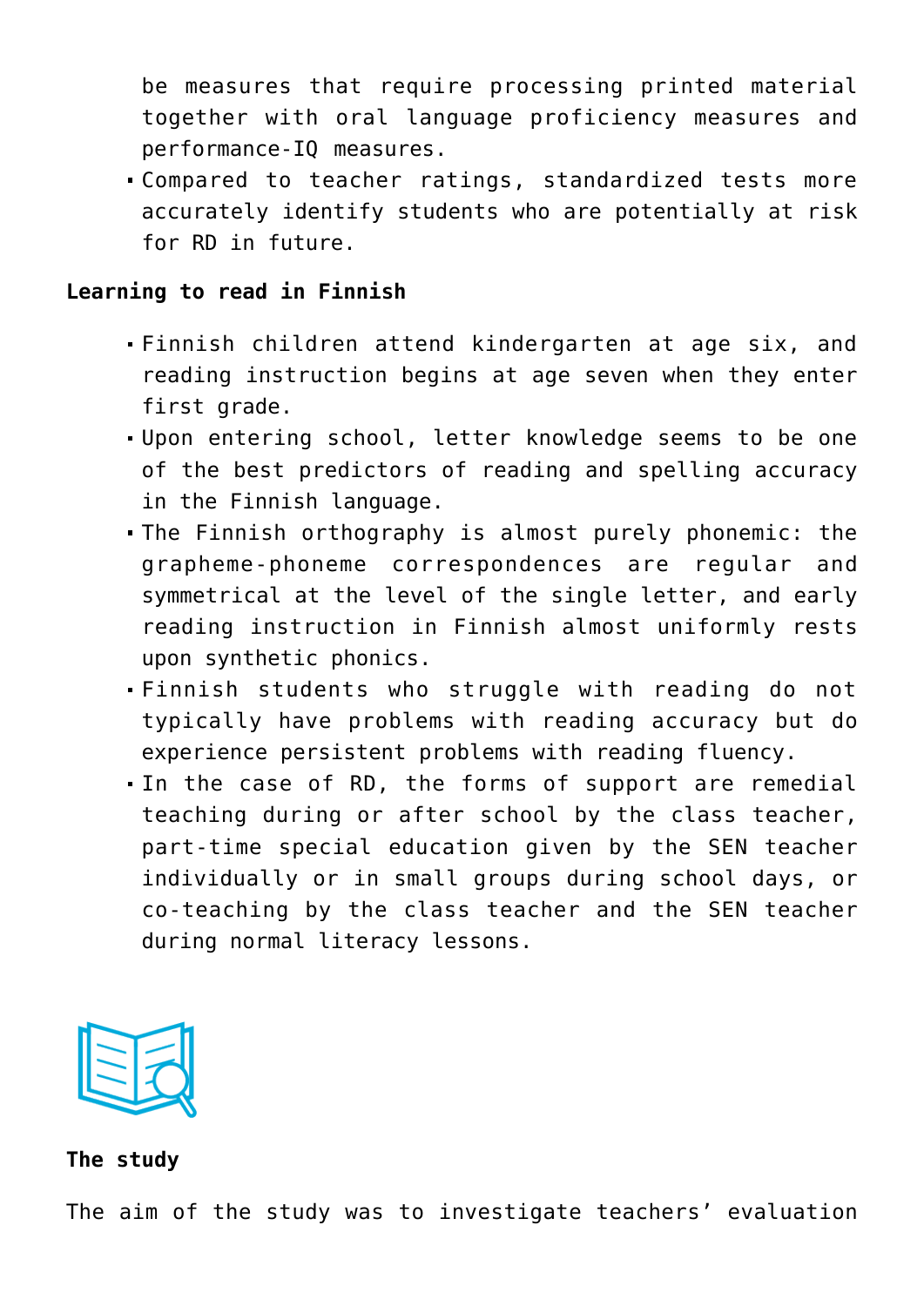be measures that require processing printed material together with oral language proficiency measures and performance-IQ measures.

- Compared to teacher ratings, standardized tests more accurately identify students who are potentially at risk for RD in future.

**Learning to read in Finnish**

- Finnish children attend kindergarten at age six, and reading instruction begins at age seven when they enter first grade.
- Upon entering school, letter knowledge seems to be one of the best predictors of reading and spelling accuracy in the Finnish language.
- The Finnish orthography is almost purely phonemic: the grapheme-phoneme correspondences are regular and symmetrical at the level of the single letter, and early reading instruction in Finnish almost uniformly rests upon synthetic phonics.
- Finnish students who struggle with reading do not typically have problems with reading accuracy but do experience persistent problems with reading fluency.
- In the case of RD, the forms of support are remedial teaching during or after school by the class teacher, part-time special education given by the SEN teacher individually or in small groups during school days, or co-teaching by the class teacher and the SEN teacher during normal literacy lessons.

**The study**

The aim of the study was to investigate teachers' evaluation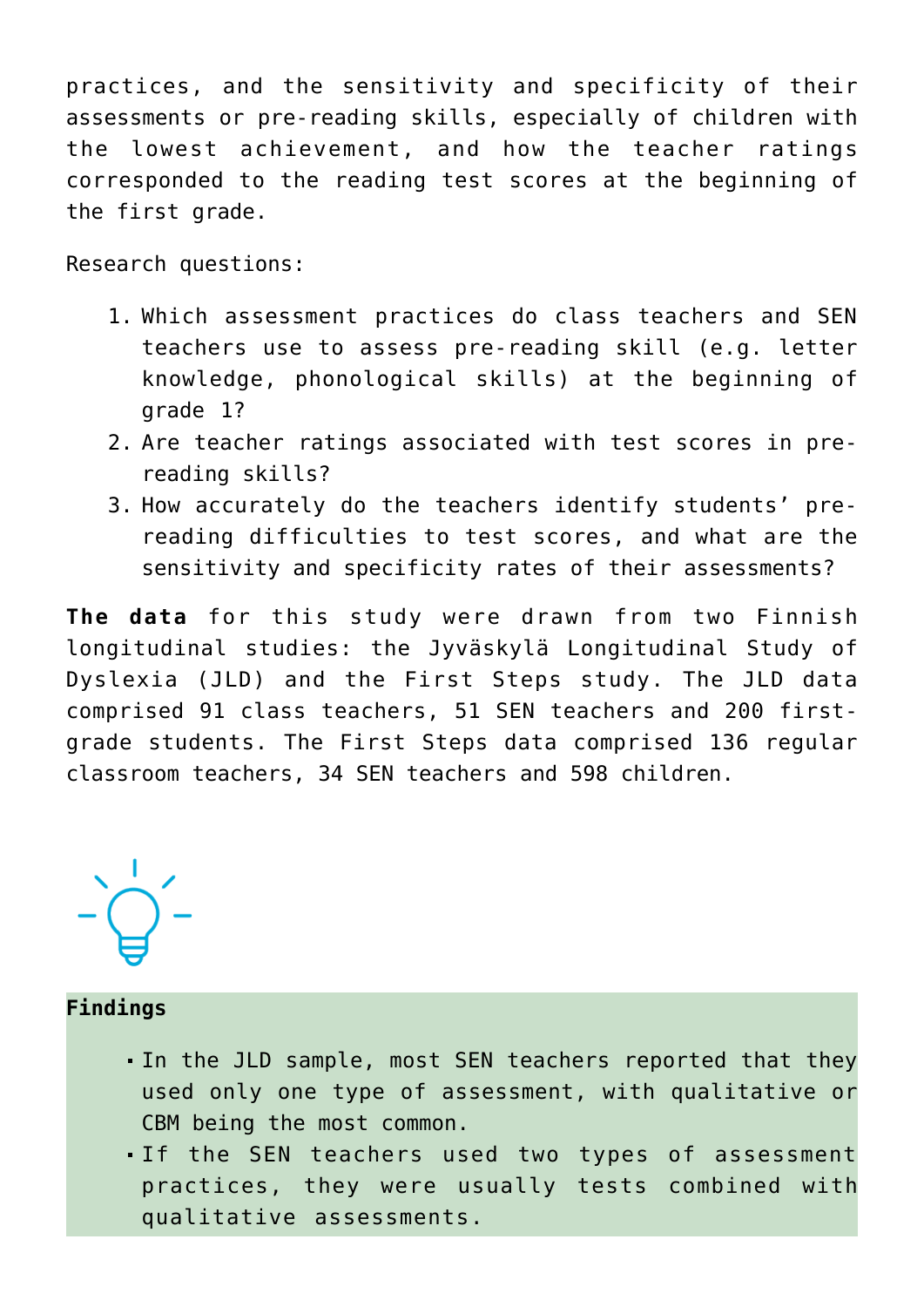practices, and the sensitivity and specificity of their assessments or pre-reading skills, especially of children with the lowest achievement, and how the teacher ratings corresponded to the reading test scores at the beginning of the first grade.

Research questions:

1. Which assessment practices do class teachers and SEN teachers use to assess pre-reading skill (e.g. letter knowledge, phonological skills) at the beginning of grade 1?
2. Are teacher ratings associated with test scores in pre-reading skills?
3. How accurately do the teachers identify students' pre-reading difficulties to test scores, and what are the sensitivity and specificity rates of their assessments?

**The data** for this study were drawn from two Finnish longitudinal studies: the Jyväskylä Longitudinal Study of Dyslexia (JLD) and the First Steps study. The JLD data comprised 91 class teachers, 51 SEN teachers and 200 first-grade students. The First Steps data comprised 136 regular classroom teachers, 34 SEN teachers and 598 children.

**Findings**

- In the JLD sample, most SEN teachers reported that they used only one type of assessment, with qualitative or CBM being the most common.
- If the SEN teachers used two types of assessment practices, they were usually tests combined with qualitative assessments.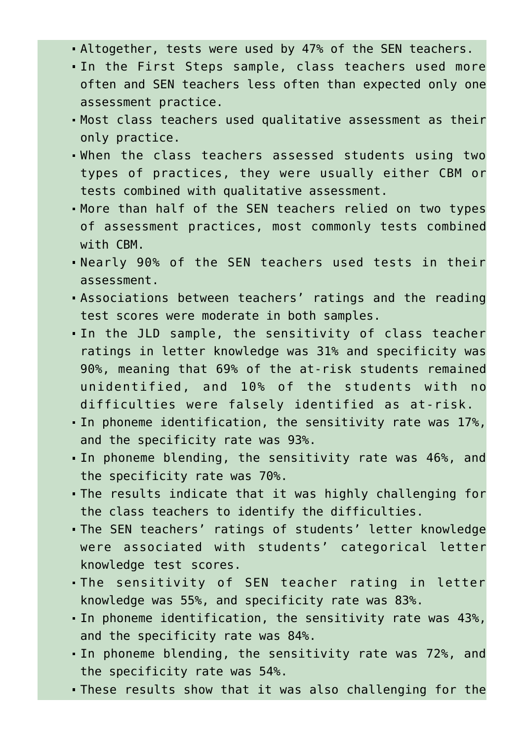- Altogether, tests were used by 47% of the SEN teachers.
- In the First Steps sample, class teachers used more often and SEN teachers less often than expected only one assessment practice.
- Most class teachers used qualitative assessment as their only practice.
- When the class teachers assessed students using two types of practices, they were usually either CBM or tests combined with qualitative assessment.
- More than half of the SEN teachers relied on two types of assessment practices, most commonly tests combined with CBM.
- Nearly 90% of the SEN teachers used tests in their assessment.
- Associations between teachers' ratings and the reading test scores were moderate in both samples.
- In the JLD sample, the sensitivity of class teacher ratings in letter knowledge was 31% and specificity was 90%, meaning that 69% of the at-risk students remained unidentified, and 10% of the students with no difficulties were falsely identified as at-risk.
- In phoneme identification, the sensitivity rate was 17%, and the specificity rate was 93%.
- In phoneme blending, the sensitivity rate was 46%, and the specificity rate was 70%.
- The results indicate that it was highly challenging for the class teachers to identify the difficulties.
- The SEN teachers' ratings of students' letter knowledge were associated with students' categorical letter knowledge test scores.
- The sensitivity of SEN teacher rating in letter knowledge was 55%, and specificity rate was 83%.
- In phoneme identification, the sensitivity rate was 43%, and the specificity rate was 84%.
- In phoneme blending, the sensitivity rate was 72%, and the specificity rate was 54%.
- These results show that it was also challenging for the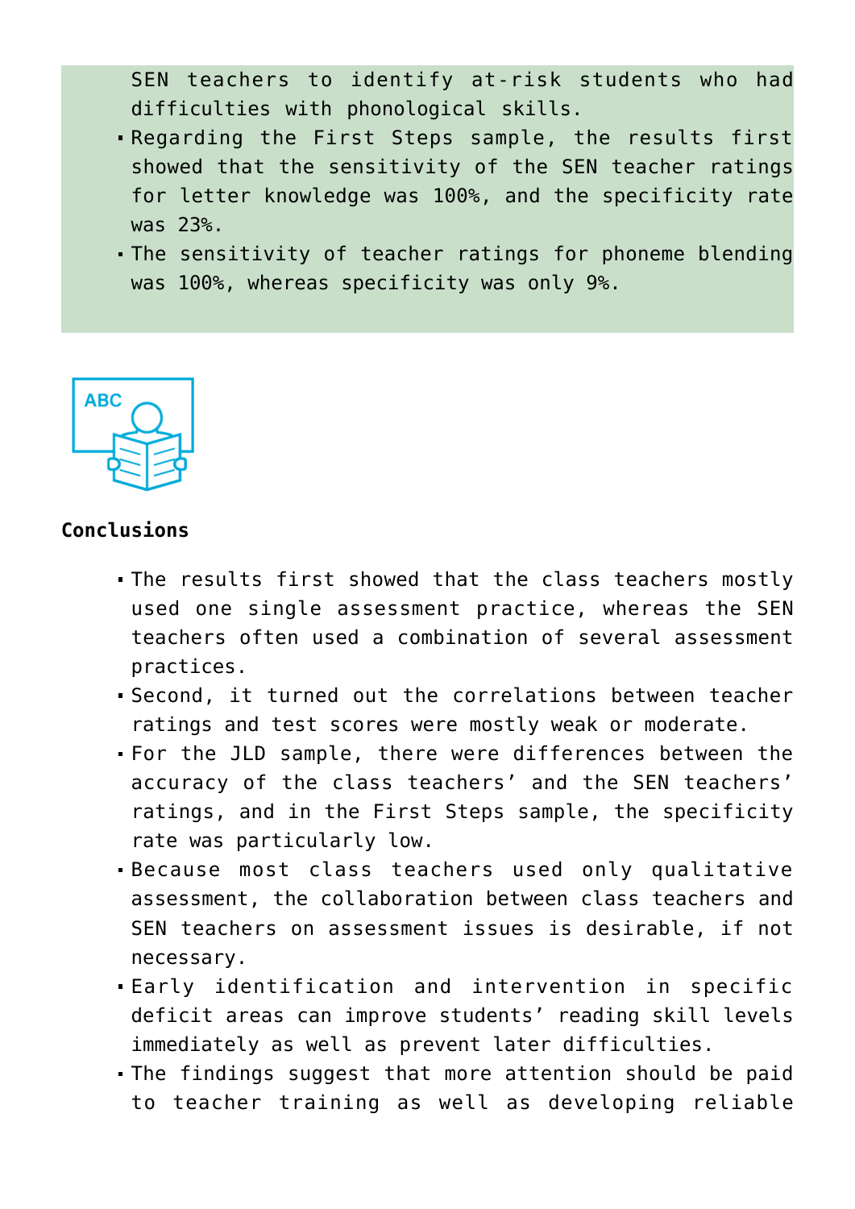SEN teachers to identify at-risk students who had difficulties with phonological skills.

- Regarding the First Steps sample, the results first showed that the sensitivity of the SEN teacher ratings for letter knowledge was 100%, and the specificity rate was 23%.
- The sensitivity of teacher ratings for phoneme blending was 100%, whereas specificity was only 9%.

**Conclusions**

- The results first showed that the class teachers mostly used one single assessment practice, whereas the SEN teachers often used a combination of several assessment practices.
- Second, it turned out the correlations between teacher ratings and test scores were mostly weak or moderate.
- For the JLD sample, there were differences between the accuracy of the class teachers' and the SEN teachers' ratings, and in the First Steps sample, the specificity rate was particularly low.
- Because most class teachers used only qualitative assessment, the collaboration between class teachers and SEN teachers on assessment issues is desirable, if not necessary.
- Early identification and intervention in specific deficit areas can improve students' reading skill levels immediately as well as prevent later difficulties.
- The findings suggest that more attention should be paid to teacher training as well as developing reliable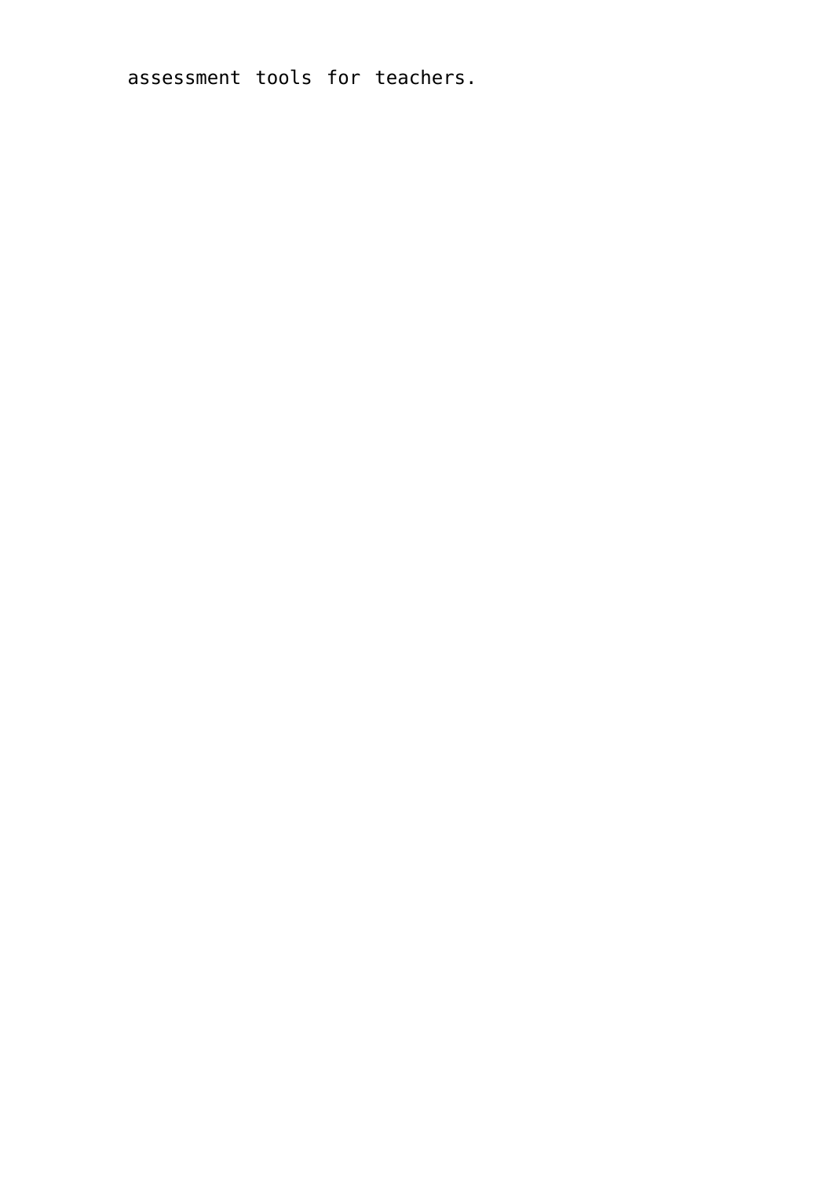assessment tools for teachers.